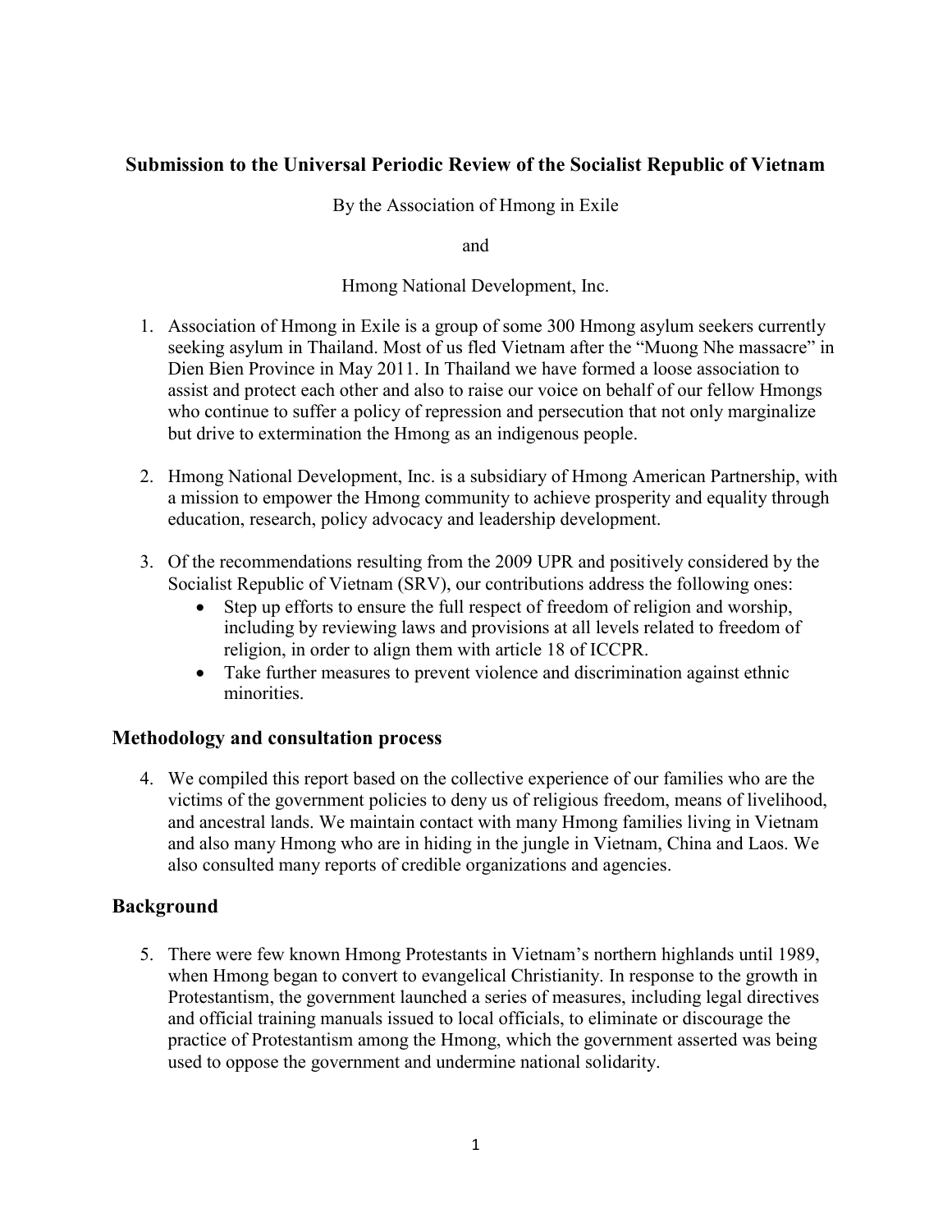**Submission to the Universal Periodic Review of the Socialist Republic of Vietnam**

By the Association of Hmong in Exile

and

Hmong National Development, Inc.

1. Association of Hmong in Exile is a group of some 300 Hmong asylum seekers currently seeking asylum in Thailand. Most of us fled Vietnam after the "Muong Nhe massacre" in Dien Bien Province in May 2011. In Thailand we have formed a loose association to assist and protect each other and also to raise our voice on behalf of our fellow Hmongs who continue to suffer a policy of repression and persecution that not only marginalize but drive to extermination the Hmong as an indigenous people.

2. Hmong National Development, Inc. is a subsidiary of Hmong American Partnership, with a mission to empower the Hmong community to achieve prosperity and equality through education, research, policy advocacy and leadership development.

3. Of the recommendations resulting from the 2009 UPR and positively considered by the Socialist Republic of Vietnam (SRV), our contributions address the following ones:
   - Step up efforts to ensure the full respect of freedom of religion and worship, including by reviewing laws and provisions at all levels related to freedom of religion, in order to align them with article 18 of ICCPR.
   - Take further measures to prevent violence and discrimination against ethnic minorities.

## Methodology and consultation process

4. We compiled this report based on the collective experience of our families who are the victims of the government policies to deny us of religious freedom, means of livelihood, and ancestral lands. We maintain contact with many Hmong families living in Vietnam and also many Hmong who are in hiding in the jungle in Vietnam, China and Laos. We also consulted many reports of credible organizations and agencies.

## Background

5. There were few known Hmong Protestants in Vietnam's northern highlands until 1989, when Hmong began to convert to evangelical Christianity. In response to the growth in Protestantism, the government launched a series of measures, including legal directives and official training manuals issued to local officials, to eliminate or discourage the practice of Protestantism among the Hmong, which the government asserted was being used to oppose the government and undermine national solidarity.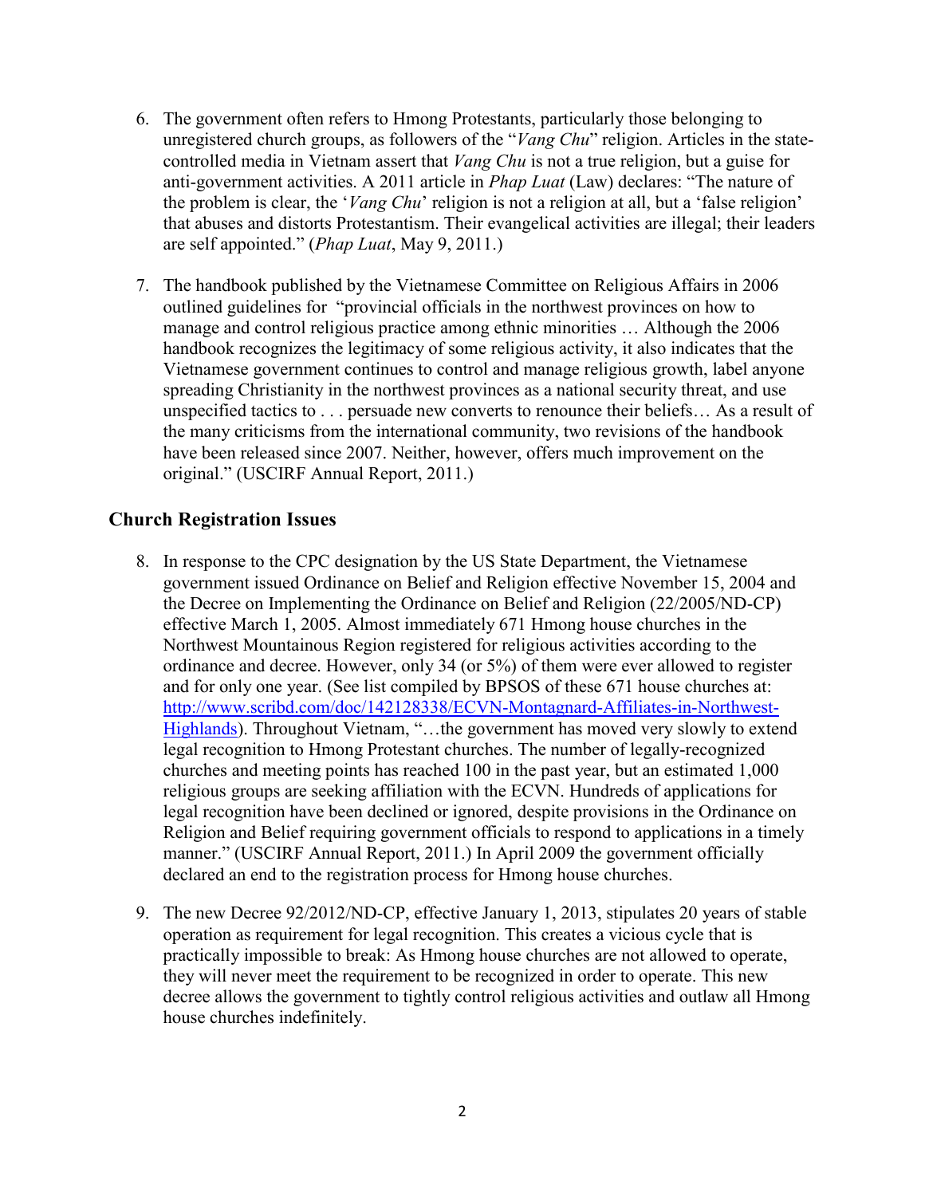6. The government often refers to Hmong Protestants, particularly those belonging to unregistered church groups, as followers of the "*Vang Chu*" religion. Articles in the state-controlled media in Vietnam assert that *Vang Chu* is not a true religion, but a guise for anti-government activities. A 2011 article in *Phap Luat* (Law) declares: "The nature of the problem is clear, the '*Vang Chu*' religion is not a religion at all, but a 'false religion' that abuses and distorts Protestantism. Their evangelical activities are illegal; their leaders are self appointed." (*Phap Luat*, May 9, 2011.)

7. The handbook published by the Vietnamese Committee on Religious Affairs in 2006 outlined guidelines for "provincial officials in the northwest provinces on how to manage and control religious practice among ethnic minorities … Although the 2006 handbook recognizes the legitimacy of some religious activity, it also indicates that the Vietnamese government continues to control and manage religious growth, label anyone spreading Christianity in the northwest provinces as a national security threat, and use unspecified tactics to . . . persuade new converts to renounce their beliefs… As a result of the many criticisms from the international community, two revisions of the handbook have been released since 2007. Neither, however, offers much improvement on the original." (USCIRF Annual Report, 2011.)

## Church Registration Issues

8. In response to the CPC designation by the US State Department, the Vietnamese government issued Ordinance on Belief and Religion effective November 15, 2004 and the Decree on Implementing the Ordinance on Belief and Religion (22/2005/ND-CP) effective March 1, 2005. Almost immediately 671 Hmong house churches in the Northwest Mountainous Region registered for religious activities according to the ordinance and decree. However, only 34 (or 5%) of them were ever allowed to register and for only one year. (See list compiled by BPSOS of these 671 house churches at: [http://www.scribd.com/doc/142128338/ECVN-Montagnard-Affiliates-in-Northwest-Highlands](http://www.scribd.com/doc/142128338/ECVN-Montagnard-Affiliates-in-Northwest-Highlands)). Throughout Vietnam, "…the government has moved very slowly to extend legal recognition to Hmong Protestant churches. The number of legally-recognized churches and meeting points has reached 100 in the past year, but an estimated 1,000 religious groups are seeking affiliation with the ECVN. Hundreds of applications for legal recognition have been declined or ignored, despite provisions in the Ordinance on Religion and Belief requiring government officials to respond to applications in a timely manner." (USCIRF Annual Report, 2011.) In April 2009 the government officially declared an end to the registration process for Hmong house churches.

9. The new Decree 92/2012/ND-CP, effective January 1, 2013, stipulates 20 years of stable operation as requirement for legal recognition. This creates a vicious cycle that is practically impossible to break: As Hmong house churches are not allowed to operate, they will never meet the requirement to be recognized in order to operate. This new decree allows the government to tightly control religious activities and outlaw all Hmong house churches indefinitely.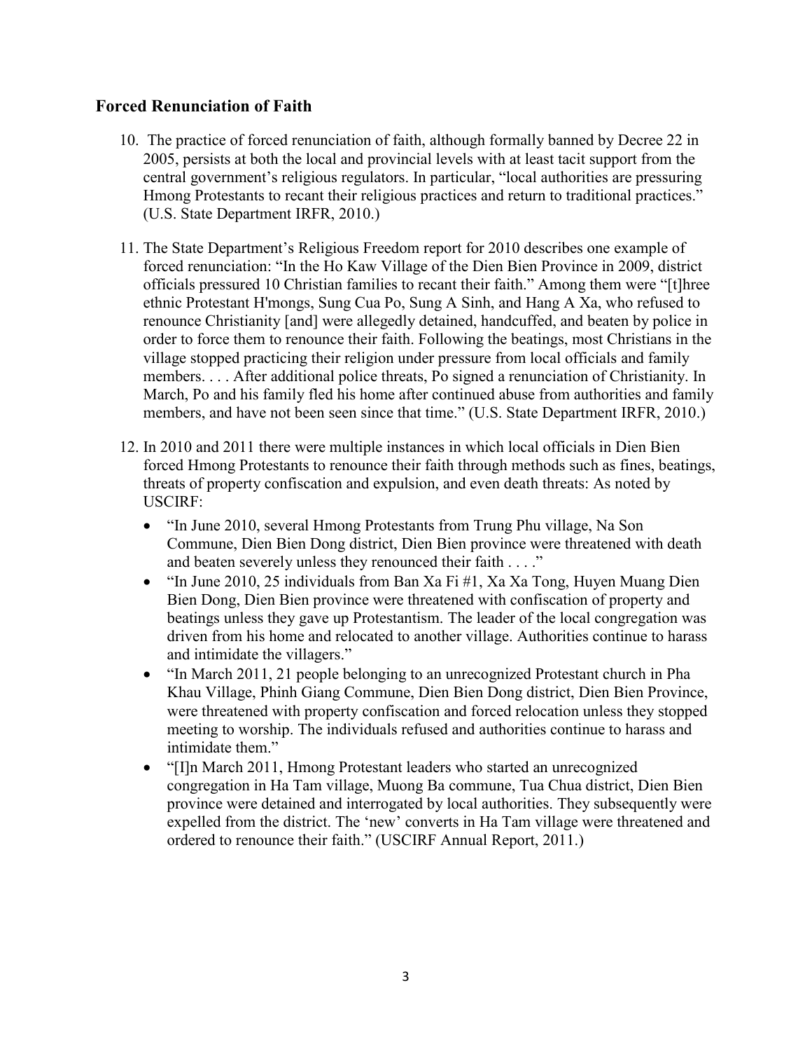## Forced Renunciation of Faith

10. The practice of forced renunciation of faith, although formally banned by Decree 22 in 2005, persists at both the local and provincial levels with at least tacit support from the central government's religious regulators. In particular, "local authorities are pressuring Hmong Protestants to recant their religious practices and return to traditional practices." (U.S. State Department IRFR, 2010.)

11. The State Department's Religious Freedom report for 2010 describes one example of forced renunciation: "In the Ho Kaw Village of the Dien Bien Province in 2009, district officials pressured 10 Christian families to recant their faith." Among them were "[t]hree ethnic Protestant H'mongs, Sung Cua Po, Sung A Sinh, and Hang A Xa, who refused to renounce Christianity [and] were allegedly detained, handcuffed, and beaten by police in order to force them to renounce their faith. Following the beatings, most Christians in the village stopped practicing their religion under pressure from local officials and family members. . . . After additional police threats, Po signed a renunciation of Christianity. In March, Po and his family fled his home after continued abuse from authorities and family members, and have not been seen since that time." (U.S. State Department IRFR, 2010.)

12. In 2010 and 2011 there were multiple instances in which local officials in Dien Bien forced Hmong Protestants to renounce their faith through methods such as fines, beatings, threats of property confiscation and expulsion, and even death threats: As noted by USCIRF:

    - "In June 2010, several Hmong Protestants from Trung Phu village, Na Son Commune, Dien Bien Dong district, Dien Bien province were threatened with death and beaten severely unless they renounced their faith . . . ."
    - "In June 2010, 25 individuals from Ban Xa Fi #1, Xa Xa Tong, Huyen Muang Dien Bien Dong, Dien Bien province were threatened with confiscation of property and beatings unless they gave up Protestantism. The leader of the local congregation was driven from his home and relocated to another village. Authorities continue to harass and intimidate the villagers."
    - "In March 2011, 21 people belonging to an unrecognized Protestant church in Pha Khau Village, Phinh Giang Commune, Dien Bien Dong district, Dien Bien Province, were threatened with property confiscation and forced relocation unless they stopped meeting to worship. The individuals refused and authorities continue to harass and intimidate them."
    - "[I]n March 2011, Hmong Protestant leaders who started an unrecognized congregation in Ha Tam village, Muong Ba commune, Tua Chua district, Dien Bien province were detained and interrogated by local authorities. They subsequently were expelled from the district. The 'new' converts in Ha Tam village were threatened and ordered to renounce their faith." (USCIRF Annual Report, 2011.)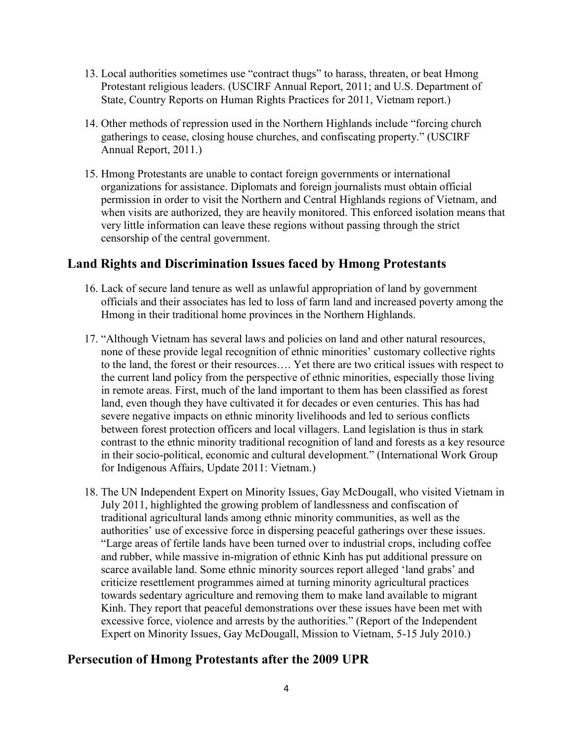13. Local authorities sometimes use "contract thugs" to harass, threaten, or beat Hmong Protestant religious leaders. (USCIRF Annual Report, 2011; and U.S. Department of State, Country Reports on Human Rights Practices for 2011, Vietnam report.)

14. Other methods of repression used in the Northern Highlands include "forcing church gatherings to cease, closing house churches, and confiscating property." (USCIRF Annual Report, 2011.)

15. Hmong Protestants are unable to contact foreign governments or international organizations for assistance. Diplomats and foreign journalists must obtain official permission in order to visit the Northern and Central Highlands regions of Vietnam, and when visits are authorized, they are heavily monitored. This enforced isolation means that very little information can leave these regions without passing through the strict censorship of the central government.

## Land Rights and Discrimination Issues faced by Hmong Protestants

16. Lack of secure land tenure as well as unlawful appropriation of land by government officials and their associates has led to loss of farm land and increased poverty among the Hmong in their traditional home provinces in the Northern Highlands.

17. "Although Vietnam has several laws and policies on land and other natural resources, none of these provide legal recognition of ethnic minorities' customary collective rights to the land, the forest or their resources…. Yet there are two critical issues with respect to the current land policy from the perspective of ethnic minorities, especially those living in remote areas. First, much of the land important to them has been classified as forest land, even though they have cultivated it for decades or even centuries. This has had severe negative impacts on ethnic minority livelihoods and led to serious conflicts between forest protection officers and local villagers. Land legislation is thus in stark contrast to the ethnic minority traditional recognition of land and forests as a key resource in their socio-political, economic and cultural development." (International Work Group for Indigenous Affairs, Update 2011: Vietnam.)

18. The UN Independent Expert on Minority Issues, Gay McDougall, who visited Vietnam in July 2011, highlighted the growing problem of landlessness and confiscation of traditional agricultural lands among ethnic minority communities, as well as the authorities' use of excessive force in dispersing peaceful gatherings over these issues. "Large areas of fertile lands have been turned over to industrial crops, including coffee and rubber, while massive in-migration of ethnic Kinh has put additional pressure on scarce available land. Some ethnic minority sources report alleged 'land grabs' and criticize resettlement programmes aimed at turning minority agricultural practices towards sedentary agriculture and removing them to make land available to migrant Kinh. They report that peaceful demonstrations over these issues have been met with excessive force, violence and arrests by the authorities." (Report of the Independent Expert on Minority Issues, Gay McDougall, Mission to Vietnam, 5-15 July 2010.)

## Persecution of Hmong Protestants after the 2009 UPR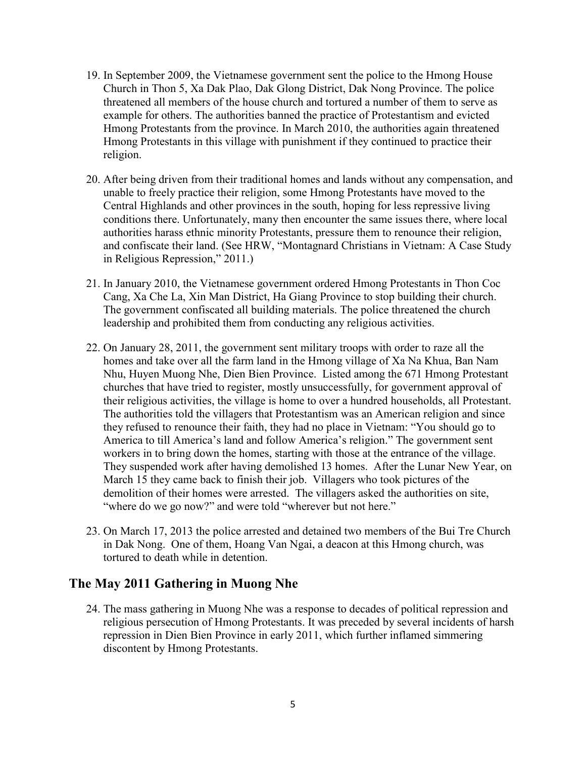19. In September 2009, the Vietnamese government sent the police to the Hmong House Church in Thon 5, Xa Dak Plao, Dak Glong District, Dak Nong Province. The police threatened all members of the house church and tortured a number of them to serve as example for others. The authorities banned the practice of Protestantism and evicted Hmong Protestants from the province. In March 2010, the authorities again threatened Hmong Protestants in this village with punishment if they continued to practice their religion.

20. After being driven from their traditional homes and lands without any compensation, and unable to freely practice their religion, some Hmong Protestants have moved to the Central Highlands and other provinces in the south, hoping for less repressive living conditions there. Unfortunately, many then encounter the same issues there, where local authorities harass ethnic minority Protestants, pressure them to renounce their religion, and confiscate their land. (See HRW, "Montagnard Christians in Vietnam: A Case Study in Religious Repression," 2011.)

21. In January 2010, the Vietnamese government ordered Hmong Protestants in Thon Coc Cang, Xa Che La, Xin Man District, Ha Giang Province to stop building their church. The government confiscated all building materials. The police threatened the church leadership and prohibited them from conducting any religious activities.

22. On January 28, 2011, the government sent military troops with order to raze all the homes and take over all the farm land in the Hmong village of Xa Na Khua, Ban Nam Nhu, Huyen Muong Nhe, Dien Bien Province. Listed among the 671 Hmong Protestant churches that have tried to register, mostly unsuccessfully, for government approval of their religious activities, the village is home to over a hundred households, all Protestant. The authorities told the villagers that Protestantism was an American religion and since they refused to renounce their faith, they had no place in Vietnam: "You should go to America to till America's land and follow America's religion." The government sent workers in to bring down the homes, starting with those at the entrance of the village. They suspended work after having demolished 13 homes. After the Lunar New Year, on March 15 they came back to finish their job. Villagers who took pictures of the demolition of their homes were arrested. The villagers asked the authorities on site, "where do we go now?" and were told "wherever but not here."

23. On March 17, 2013 the police arrested and detained two members of the Bui Tre Church in Dak Nong. One of them, Hoang Van Ngai, a deacon at this Hmong church, was tortured to death while in detention.

## The May 2011 Gathering in Muong Nhe

24. The mass gathering in Muong Nhe was a response to decades of political repression and religious persecution of Hmong Protestants. It was preceded by several incidents of harsh repression in Dien Bien Province in early 2011, which further inflamed simmering discontent by Hmong Protestants.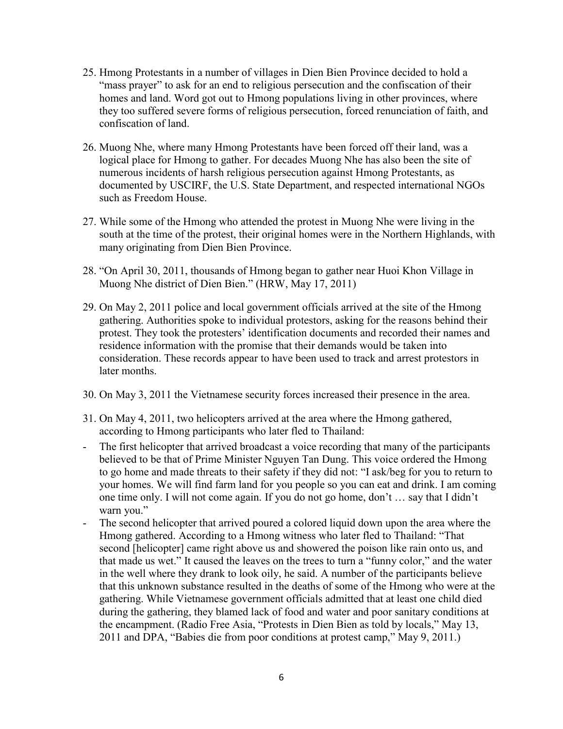25. Hmong Protestants in a number of villages in Dien Bien Province decided to hold a "mass prayer" to ask for an end to religious persecution and the confiscation of their homes and land. Word got out to Hmong populations living in other provinces, where they too suffered severe forms of religious persecution, forced renunciation of faith, and confiscation of land.

26. Muong Nhe, where many Hmong Protestants have been forced off their land, was a logical place for Hmong to gather. For decades Muong Nhe has also been the site of numerous incidents of harsh religious persecution against Hmong Protestants, as documented by USCIRF, the U.S. State Department, and respected international NGOs such as Freedom House.

27. While some of the Hmong who attended the protest in Muong Nhe were living in the south at the time of the protest, their original homes were in the Northern Highlands, with many originating from Dien Bien Province.

28. "On April 30, 2011, thousands of Hmong began to gather near Huoi Khon Village in Muong Nhe district of Dien Bien." (HRW, May 17, 2011)

29. On May 2, 2011 police and local government officials arrived at the site of the Hmong gathering. Authorities spoke to individual protestors, asking for the reasons behind their protest. They took the protesters' identification documents and recorded their names and residence information with the promise that their demands would be taken into consideration. These records appear to have been used to track and arrest protestors in later months.

30. On May 3, 2011 the Vietnamese security forces increased their presence in the area.

31. On May 4, 2011, two helicopters arrived at the area where the Hmong gathered, according to Hmong participants who later fled to Thailand:

- The first helicopter that arrived broadcast a voice recording that many of the participants believed to be that of Prime Minister Nguyen Tan Dung. This voice ordered the Hmong to go home and made threats to their safety if they did not: "I ask/beg for you to return to your homes. We will find farm land for you people so you can eat and drink. I am coming one time only. I will not come again. If you do not go home, don't … say that I didn't warn you."
- The second helicopter that arrived poured a colored liquid down upon the area where the Hmong gathered. According to a Hmong witness who later fled to Thailand: "That second [helicopter] came right above us and showered the poison like rain onto us, and that made us wet." It caused the leaves on the trees to turn a "funny color," and the water in the well where they drank to look oily, he said. A number of the participants believe that this unknown substance resulted in the deaths of some of the Hmong who were at the gathering. While Vietnamese government officials admitted that at least one child died during the gathering, they blamed lack of food and water and poor sanitary conditions at the encampment. (Radio Free Asia, "Protests in Dien Bien as told by locals," May 13, 2011 and DPA, "Babies die from poor conditions at protest camp," May 9, 2011.)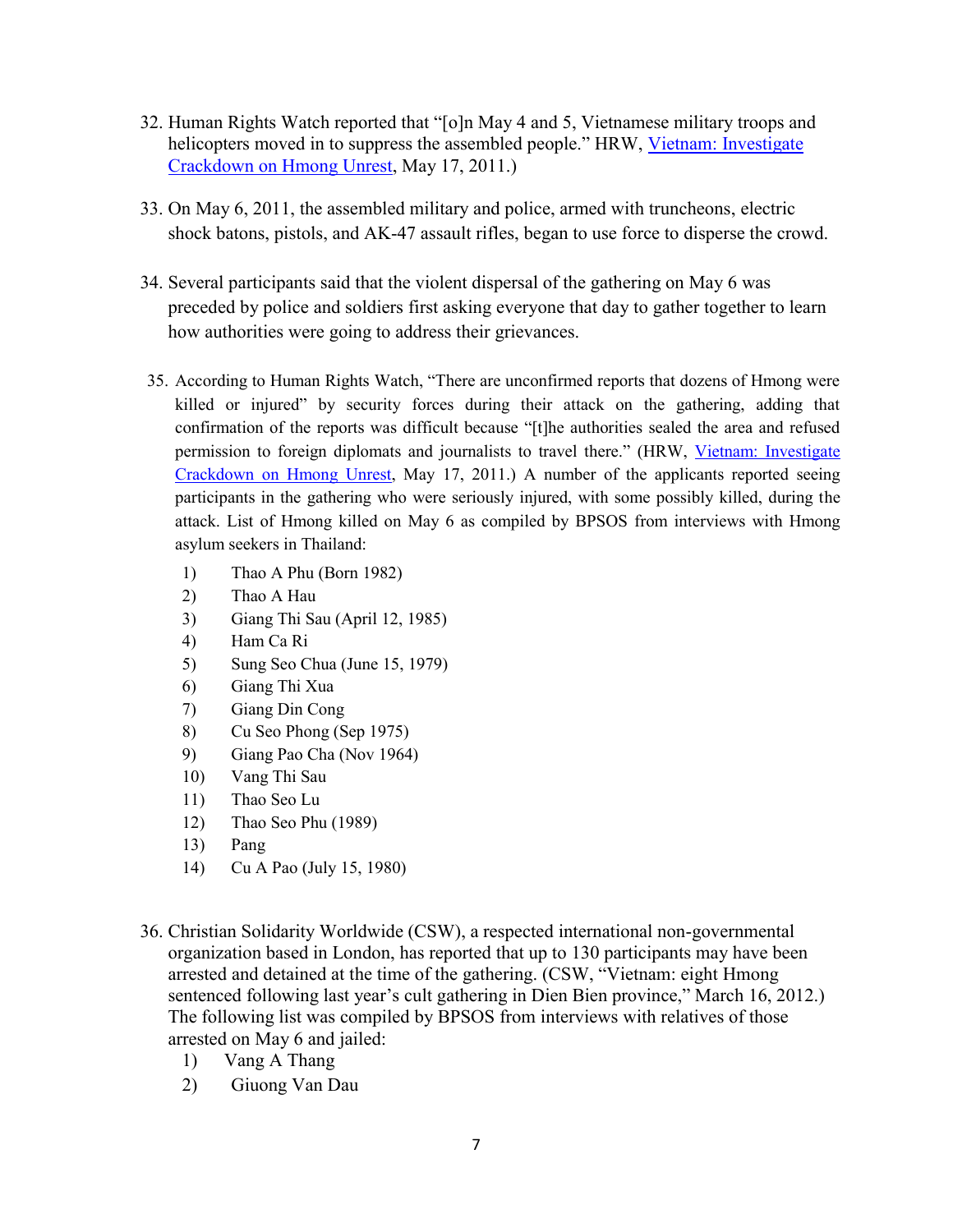32. Human Rights Watch reported that "[o]n May 4 and 5, Vietnamese military troops and helicopters moved in to suppress the assembled people." HRW, Vietnam: Investigate Crackdown on Hmong Unrest, May 17, 2011.)

33. On May 6, 2011, the assembled military and police, armed with truncheons, electric shock batons, pistols, and AK-47 assault rifles, began to use force to disperse the crowd.

34. Several participants said that the violent dispersal of the gathering on May 6 was preceded by police and soldiers first asking everyone that day to gather together to learn how authorities were going to address their grievances.

35. According to Human Rights Watch, "There are unconfirmed reports that dozens of Hmong were killed or injured" by security forces during their attack on the gathering, adding that confirmation of the reports was difficult because "[t]he authorities sealed the area and refused permission to foreign diplomats and journalists to travel there." (HRW, Vietnam: Investigate Crackdown on Hmong Unrest, May 17, 2011.) A number of the applicants reported seeing participants in the gathering who were seriously injured, with some possibly killed, during the attack. List of Hmong killed on May 6 as compiled by BPSOS from interviews with Hmong asylum seekers in Thailand:

    1) Thao A Phu (Born 1982)
    2) Thao A Hau
    3) Giang Thi Sau (April 12, 1985)
    4) Ham Ca Ri
    5) Sung Seo Chua (June 15, 1979)
    6) Giang Thi Xua
    7) Giang Din Cong
    8) Cu Seo Phong (Sep 1975)
    9) Giang Pao Cha (Nov 1964)
    10) Vang Thi Sau
    11) Thao Seo Lu
    12) Thao Seo Phu (1989)
    13) Pang
    14) Cu A Pao (July 15, 1980)

36. Christian Solidarity Worldwide (CSW), a respected international non-governmental organization based in London, has reported that up to 130 participants may have been arrested and detained at the time of the gathering. (CSW, "Vietnam: eight Hmong sentenced following last year's cult gathering in Dien Bien province," March 16, 2012.) The following list was compiled by BPSOS from interviews with relatives of those arrested on May 6 and jailed:

    1) Vang A Thang
    2) Giuong Van Dau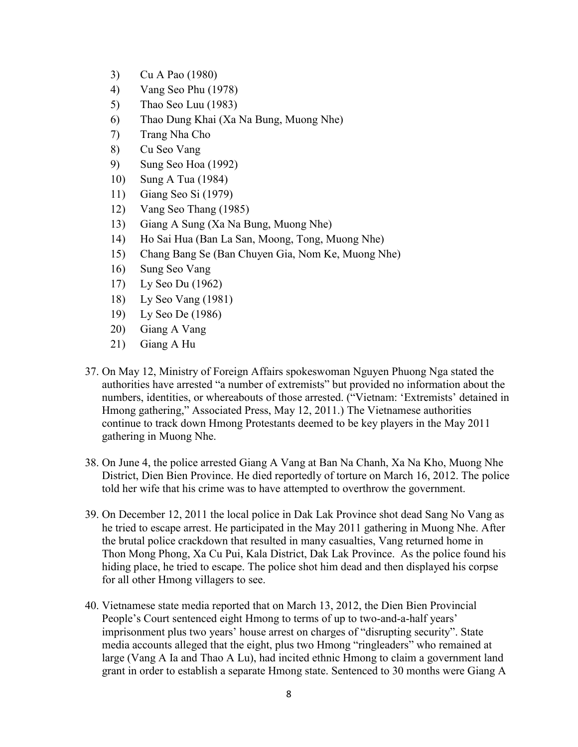3) Cu A Pao (1980)
4) Vang Seo Phu (1978)
5) Thao Seo Luu (1983)
6) Thao Dung Khai (Xa Na Bung, Muong Nhe)
7) Trang Nha Cho
8) Cu Seo Vang
9) Sung Seo Hoa (1992)
10) Sung A Tua (1984)
11) Giang Seo Si (1979)
12) Vang Seo Thang (1985)
13) Giang A Sung (Xa Na Bung, Muong Nhe)
14) Ho Sai Hua (Ban La San, Moong, Tong, Muong Nhe)
15) Chang Bang Se (Ban Chuyen Gia, Nom Ke, Muong Nhe)
16) Sung Seo Vang
17) Ly Seo Du (1962)
18) Ly Seo Vang (1981)
19) Ly Seo De (1986)
20) Giang A Vang
21) Giang A Hu

37. On May 12, Ministry of Foreign Affairs spokeswoman Nguyen Phuong Nga stated the authorities have arrested "a number of extremists" but provided no information about the numbers, identities, or whereabouts of those arrested. ("Vietnam: 'Extremists' detained in Hmong gathering," Associated Press, May 12, 2011.) The Vietnamese authorities continue to track down Hmong Protestants deemed to be key players in the May 2011 gathering in Muong Nhe.

38. On June 4, the police arrested Giang A Vang at Ban Na Chanh, Xa Na Kho, Muong Nhe District, Dien Bien Province. He died reportedly of torture on March 16, 2012. The police told her wife that his crime was to have attempted to overthrow the government.

39. On December 12, 2011 the local police in Dak Lak Province shot dead Sang No Vang as he tried to escape arrest. He participated in the May 2011 gathering in Muong Nhe. After the brutal police crackdown that resulted in many casualties, Vang returned home in Thon Mong Phong, Xa Cu Pui, Kala District, Dak Lak Province. As the police found his hiding place, he tried to escape. The police shot him dead and then displayed his corpse for all other Hmong villagers to see.

40. Vietnamese state media reported that on March 13, 2012, the Dien Bien Provincial People's Court sentenced eight Hmong to terms of up to two-and-a-half years' imprisonment plus two years' house arrest on charges of "disrupting security". State media accounts alleged that the eight, plus two Hmong "ringleaders" who remained at large (Vang A Ia and Thao A Lu), had incited ethnic Hmong to claim a government land grant in order to establish a separate Hmong state. Sentenced to 30 months were Giang A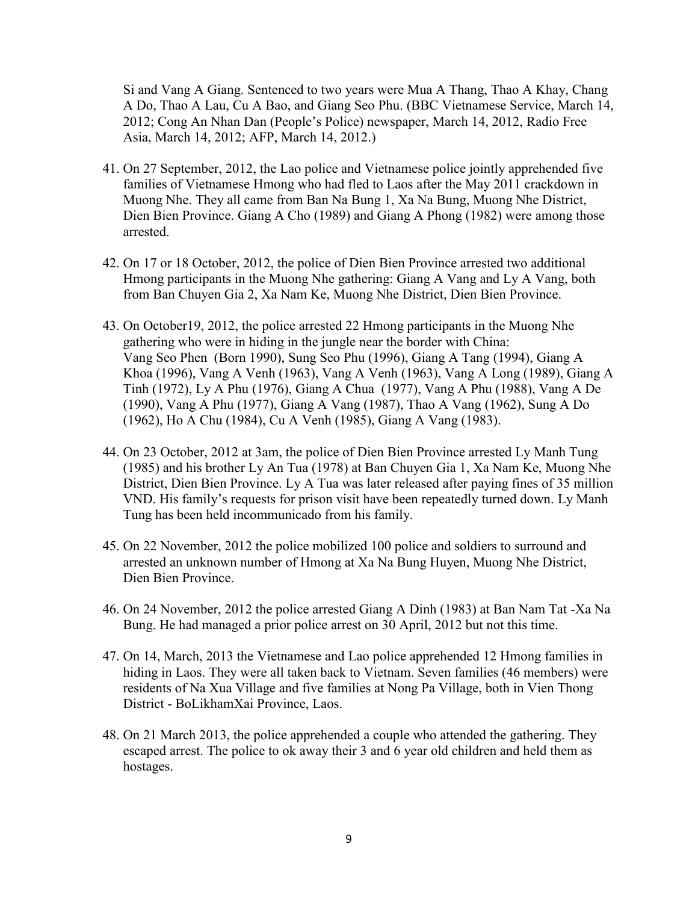Si and Vang A Giang. Sentenced to two years were Mua A Thang, Thao A Khay, Chang A Do, Thao A Lau, Cu A Bao, and Giang Seo Phu. (BBC Vietnamese Service, March 14, 2012; Cong An Nhan Dan (People's Police) newspaper, March 14, 2012, Radio Free Asia, March 14, 2012; AFP, March 14, 2012.)

41. On 27 September, 2012, the Lao police and Vietnamese police jointly apprehended five families of Vietnamese Hmong who had fled to Laos after the May 2011 crackdown in Muong Nhe. They all came from Ban Na Bung 1, Xa Na Bung, Muong Nhe District, Dien Bien Province. Giang A Cho (1989) and Giang A Phong (1982) were among those arrested.

42. On 17 or 18 October, 2012, the police of Dien Bien Province arrested two additional Hmong participants in the Muong Nhe gathering: Giang A Vang and Ly A Vang, both from Ban Chuyen Gia 2, Xa Nam Ke, Muong Nhe District, Dien Bien Province.

43. On October19, 2012, the police arrested 22 Hmong participants in the Muong Nhe gathering who were in hiding in the jungle near the border with China: Vang Seo Phen (Born 1990), Sung Seo Phu (1996), Giang A Tang (1994), Giang A Khoa (1996), Vang A Venh (1963), Vang A Venh (1963), Vang A Long (1989), Giang A Tinh (1972), Ly A Phu (1976), Giang A Chua (1977), Vang A Phu (1988), Vang A De (1990), Vang A Phu (1977), Giang A Vang (1987), Thao A Vang (1962), Sung A Do (1962), Ho A Chu (1984), Cu A Venh (1985), Giang A Vang (1983).

44. On 23 October, 2012 at 3am, the police of Dien Bien Province arrested Ly Manh Tung (1985) and his brother Ly An Tua (1978) at Ban Chuyen Gia 1, Xa Nam Ke, Muong Nhe District, Dien Bien Province. Ly A Tua was later released after paying fines of 35 million VND. His family's requests for prison visit have been repeatedly turned down. Ly Manh Tung has been held incommunicado from his family.

45. On 22 November, 2012 the police mobilized 100 police and soldiers to surround and arrested an unknown number of Hmong at Xa Na Bung Huyen, Muong Nhe District, Dien Bien Province.

46. On 24 November, 2012 the police arrested Giang A Dinh (1983) at Ban Nam Tat -Xa Na Bung. He had managed a prior police arrest on 30 April, 2012 but not this time.

47. On 14, March, 2013 the Vietnamese and Lao police apprehended 12 Hmong families in hiding in Laos. They were all taken back to Vietnam. Seven families (46 members) were residents of Na Xua Village and five families at Nong Pa Village, both in Vien Thong District - BoLikhamXai Province, Laos.

48. On 21 March 2013, the police apprehended a couple who attended the gathering. They escaped arrest. The police to ok away their 3 and 6 year old children and held them as hostages.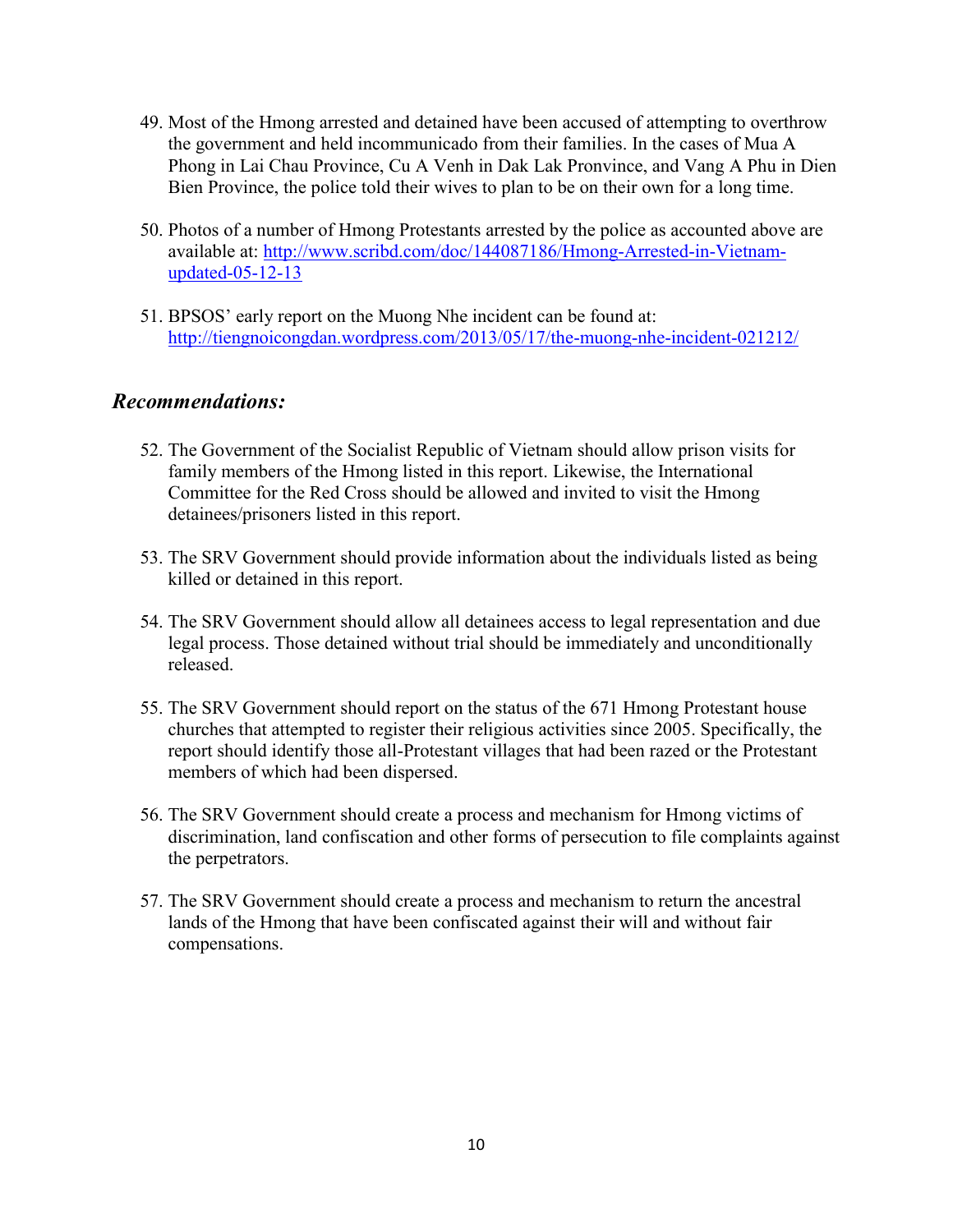49. Most of the Hmong arrested and detained have been accused of attempting to overthrow the government and held incommunicado from their families. In the cases of Mua A Phong in Lai Chau Province, Cu A Venh in Dak Lak Pronvince, and Vang A Phu in Dien Bien Province, the police told their wives to plan to be on their own for a long time.

50. Photos of a number of Hmong Protestants arrested by the police as accounted above are available at: http://www.scribd.com/doc/144087186/Hmong-Arrested-in-Vietnam-updated-05-12-13

51. BPSOS' early report on the Muong Nhe incident can be found at: http://tiengnoicongdan.wordpress.com/2013/05/17/the-muong-nhe-incident-021212/

## *Recommendations:*

52. The Government of the Socialist Republic of Vietnam should allow prison visits for family members of the Hmong listed in this report. Likewise, the International Committee for the Red Cross should be allowed and invited to visit the Hmong detainees/prisoners listed in this report.

53. The SRV Government should provide information about the individuals listed as being killed or detained in this report.

54. The SRV Government should allow all detainees access to legal representation and due legal process. Those detained without trial should be immediately and unconditionally released.

55. The SRV Government should report on the status of the 671 Hmong Protestant house churches that attempted to register their religious activities since 2005. Specifically, the report should identify those all-Protestant villages that had been razed or the Protestant members of which had been dispersed.

56. The SRV Government should create a process and mechanism for Hmong victims of discrimination, land confiscation and other forms of persecution to file complaints against the perpetrators.

57. The SRV Government should create a process and mechanism to return the ancestral lands of the Hmong that have been confiscated against their will and without fair compensations.